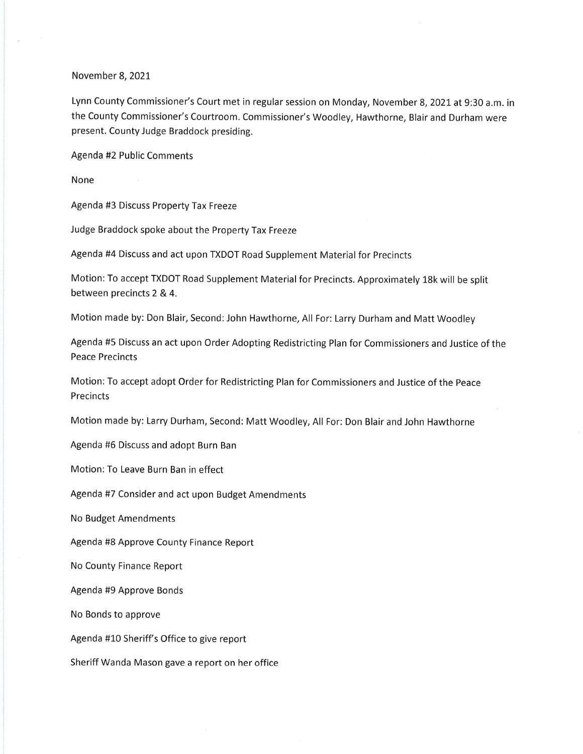November 8, 2021

Lynn County Commissioner's Court met in regular session on Monday, November 8, 2021 at 9:30 a.m. in the County Commissioner's Courtroom. Commissioner's Woodley, Hawthorne, Blair and Durham were present. County Judge Braddock presiding.

Agenda #2 Public Comments

None

Agenda #3 Discuss Property Tax Freeze

Judge Braddock spoke about the Property Tax Freeze

Agenda #4 Discuss and act upon TXDOT Road Supplement Material for Precincts

Motion: To accept TXDOT Road Supplement Material for Precincts. Approximately 18k will be split between precincts 2 & 4.

Motion made by: Don Blair, Second: John Hawthorne, All For: Larry Durham and Matt Woodley

Agenda #5 Discuss an act upon Order Adopting Redistricting Plan for Commissioners and Justice of the Peace Precincts

Motion: To accept adopt Order for Redistricting Plan for Commissioners and Justice of the Peace Precincts

Motion made by: Larry Durham, Second: Matt Woodley, All For: Don Blair and John Hawthorne

Agenda #6 Discuss and adopt Burn Ban

Motion: To Leave Burn Ban in effect

Agenda #7 Consider and act upon Budget Amendments

No Budget Amendments

Agenda #8 Approve County Finance Report

No County Finance Report

Agenda #9 Approve Bonds

No Bonds to approve

Agenda #10 Sheriff's Office to give report

Sheriff Wanda Mason gave a report on her office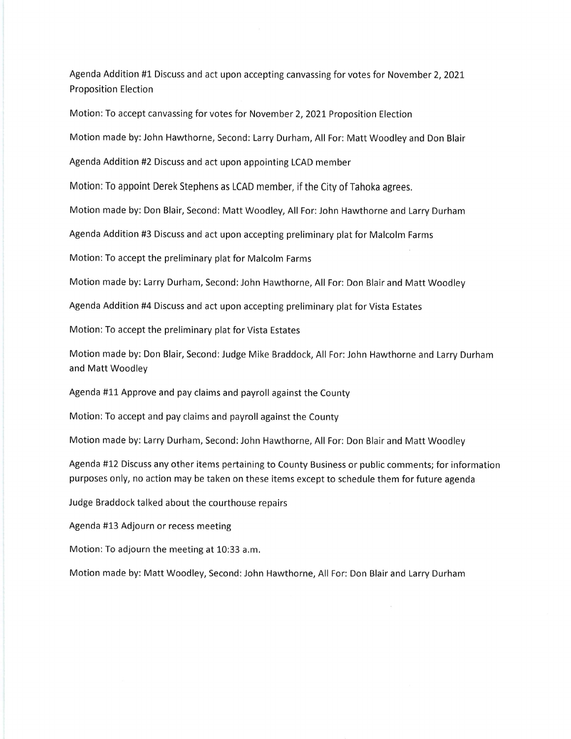Agenda Addition #1 Discuss and act upon accepting canvassing for votes for November 2, 2021 Proposition Election

Motion: To accept canvassing for votes for November 2, 2021 Proposition Election

Motion made by: John Hawthorne, Second: Larry Durham, All For: Matt Woodley and Don Blair

Agenda Addition #2 Discuss and act upon appointing LCAD member

Motion: To appoint Derek Stephens as LCAD member, if the City of Tahoka agrees.

Motion made by: Don Blair, Second: Matt Woodley, All For: John Hawthorne and Larry Durham

Agenda Addition #3 Discuss and act upon accepting preliminary plat for Malcolm Farms

Motion: To accept the preliminary plat for Malcolm Farms

Motion made by: Larry Durham, Second: John Hawthorne, All For: Don Blair and Matt Woodley

Agenda Addition #4 Discuss and act upon accepting preliminary plat for Vista Estates

Motion: To accept the preliminary plat for Vista Estates

Motion made by: Don Blair, Second: Judge Mike Braddock, All For: John Hawthorne and Larry Durham and Matt Woodley

Agenda #11 Approve and pay claims and payroll against the County

Motion: To accept and pay claims and payroll against the County

Motion made by: Larry Durham, Second: John Hawthorne, All For: Don Blair and Matt Woodley

Agenda #12 Discuss any other items pertaining to County Business or public comments; for information purposes only, no action may be taken on these items except to schedule them for future agenda

Judge Braddock talked about the courthouse repairs

Agenda #13 Adjourn or recess meeting

Motion: To adjourn the meeting at 10:33 a.m.

Motion made by: Matt Woodley, Second: John Hawthorne, All For: Don Blair and Larry Durham